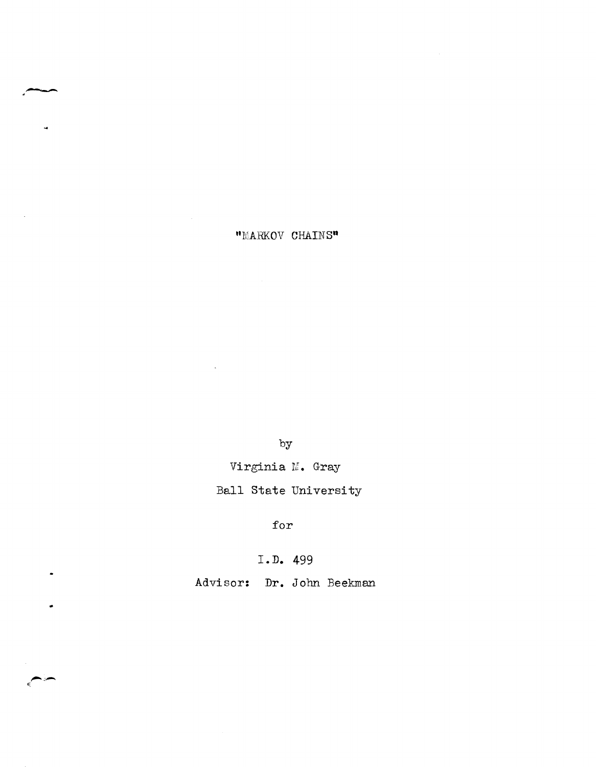# "MARKOV CHAINS"

by

Virginia M. Gray

Ball State University

for

I.D. 499

Advisor: Dr. John Beekman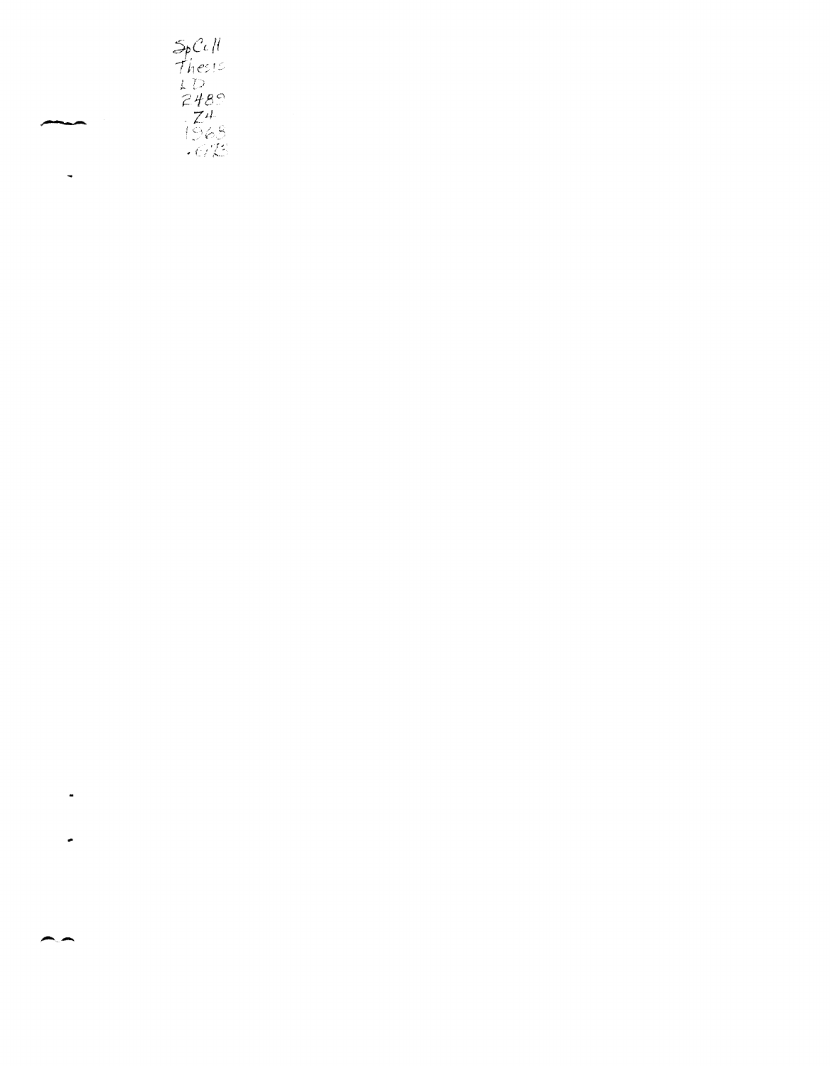SpColl
Thesis
LD
2489
.Z4
1968
.G73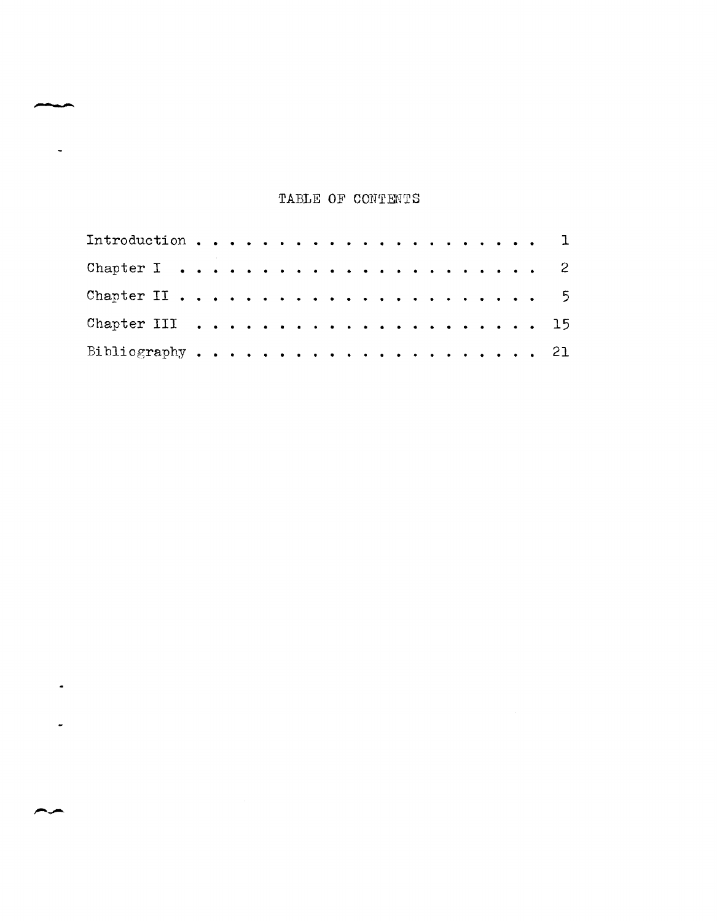# TABLE OF CONTENTS

| | |
|---|---|
| Introduction | 1 |
| Chapter I | 2 |
| Chapter II | 5 |
| Chapter III | 15 |
| Bibliography | 21 |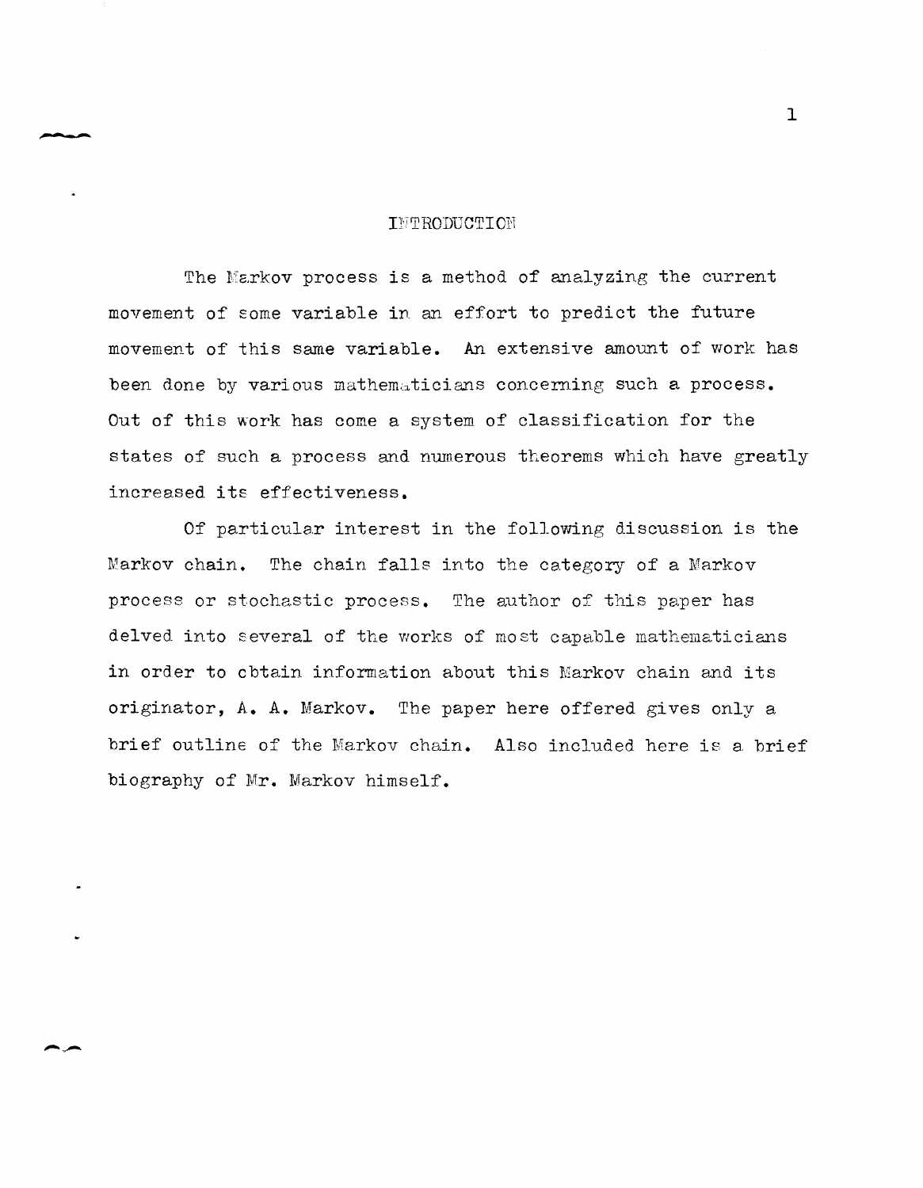# INTRODUCTION

The Markov process is a method of analyzing the current movement of some variable in an effort to predict the future movement of this same variable. An extensive amount of work has been done by various mathematicians concerning such a process. Out of this work has come a system of classification for the states of such a process and numerous theorems which have greatly increased its effectiveness.

Of particular interest in the following discussion is the Markov chain. The chain falls into the category of a Markov process or stochastic process. The author of this paper has delved into several of the works of most capable mathematicians in order to obtain information about this Markov chain and its originator, A. A. Markov. The paper here offered gives only a brief outline of the Markov chain. Also included here is a brief biography of Mr. Markov himself.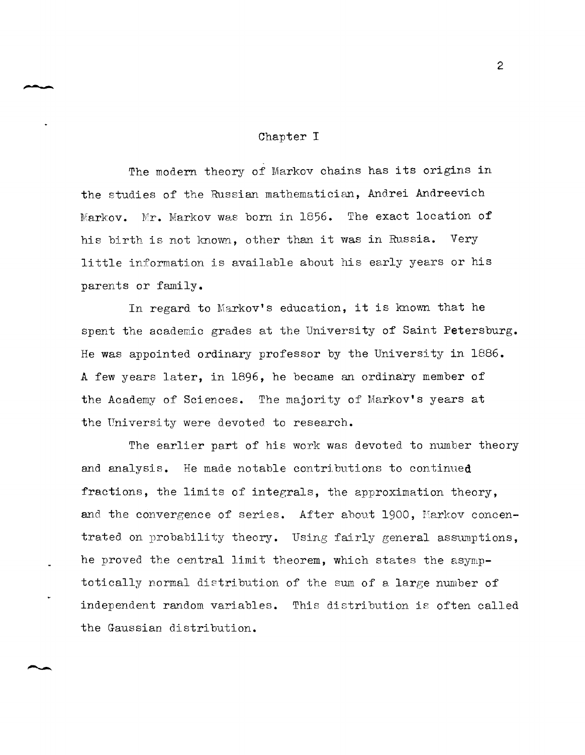# Chapter I

The modern theory of Markov chains has its origins in the studies of the Russian mathematician, Andrei Andreevich Markov. Mr. Markov was born in 1856. The exact location of his birth is not known, other than it was in Russia. Very little information is available about his early years or his parents or family.

In regard to Markov's education, it is known that he spent the academic grades at the University of Saint Petersburg. He was appointed ordinary professor by the University in 1886. A few years later, in 1896, he became an ordinary member of the Academy of Sciences. The majority of Markov's years at the University were devoted to research.

The earlier part of his work was devoted to number theory and analysis. He made notable contributions to continued fractions, the limits of integrals, the approximation theory, and the convergence of series. After about 1900, Markov concentrated on probability theory. Using fairly general assumptions, he proved the central limit theorem, which states the asymptotically normal distribution of the sum of a large number of independent random variables. This distribution is often called the Gaussian distribution.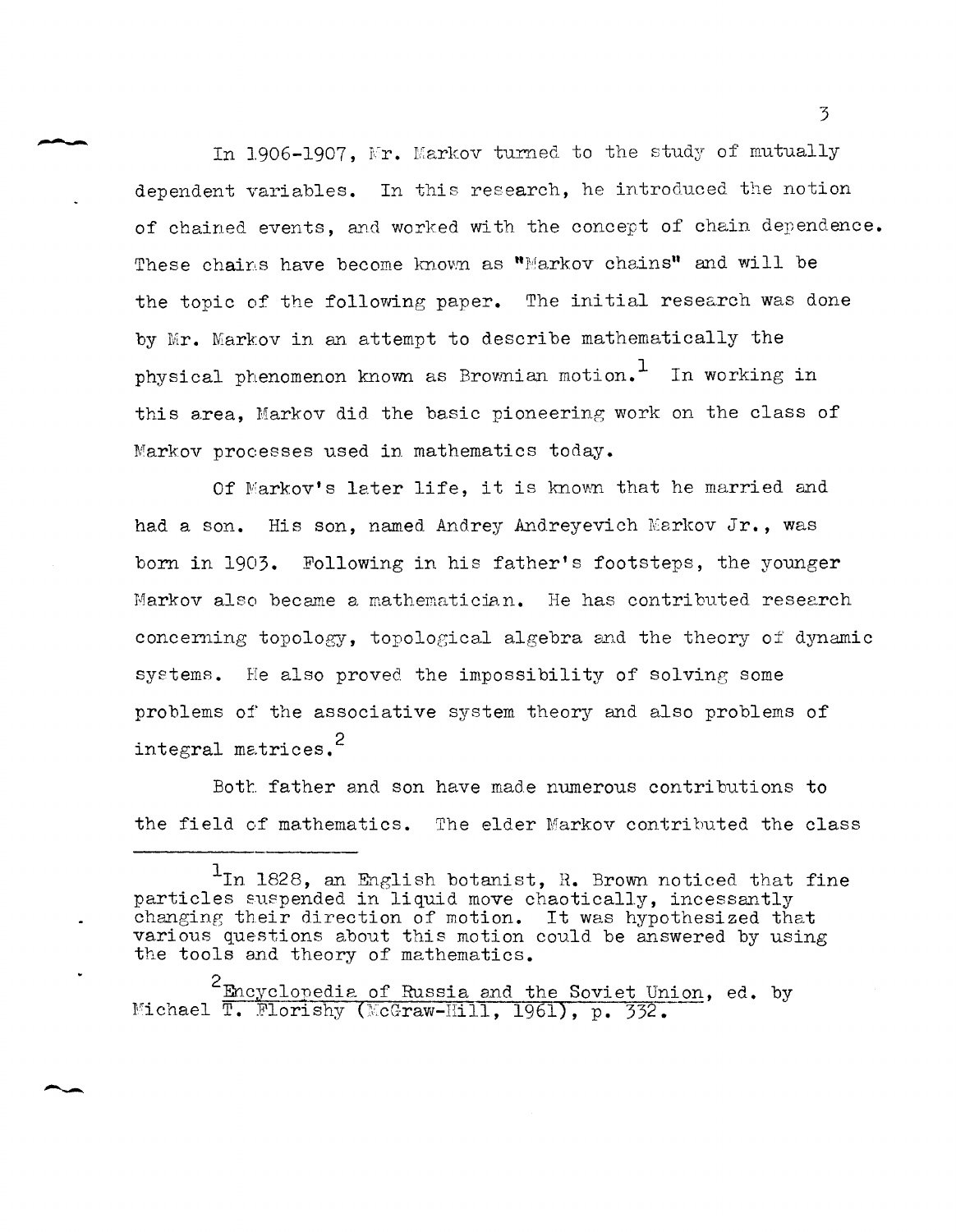In 1906-1907, Mr. Markov turned to the study of mutually dependent variables. In this research, he introduced the notion of chained events, and worked with the concept of chain dependence. These chains have become known as "Markov chains" and will be the topic of the following paper. The initial research was done by Mr. Markov in an attempt to describe mathematically the physical phenomenon known as Brownian motion.[1] In working in this area, Markov did the basic pioneering work on the class of Markov processes used in mathematics today.

Of Markov's later life, it is known that he married and had a son. His son, named Andrey Andreyevich Markov Jr., was born in 1903. Following in his father's footsteps, the younger Markov also became a mathematician. He has contributed research concerning topology, topological algebra and the theory of dynamic systems. He also proved the impossibility of solving some problems of the associative system theory and also problems of integral matrices.[2]

Both father and son have made numerous contributions to the field of mathematics. The elder Markov contributed the class

---

[1] In 1828, an English botanist, R. Brown noticed that fine particles suspended in liquid move chaotically, incessantly changing their direction of motion. It was hypothesized that various questions about this motion could be answered by using the tools and theory of mathematics.

[2] Encyclopedia of Russia and the Soviet Union, ed. by Michael T. Florishy (McGraw-Hill, 1961), p. 332.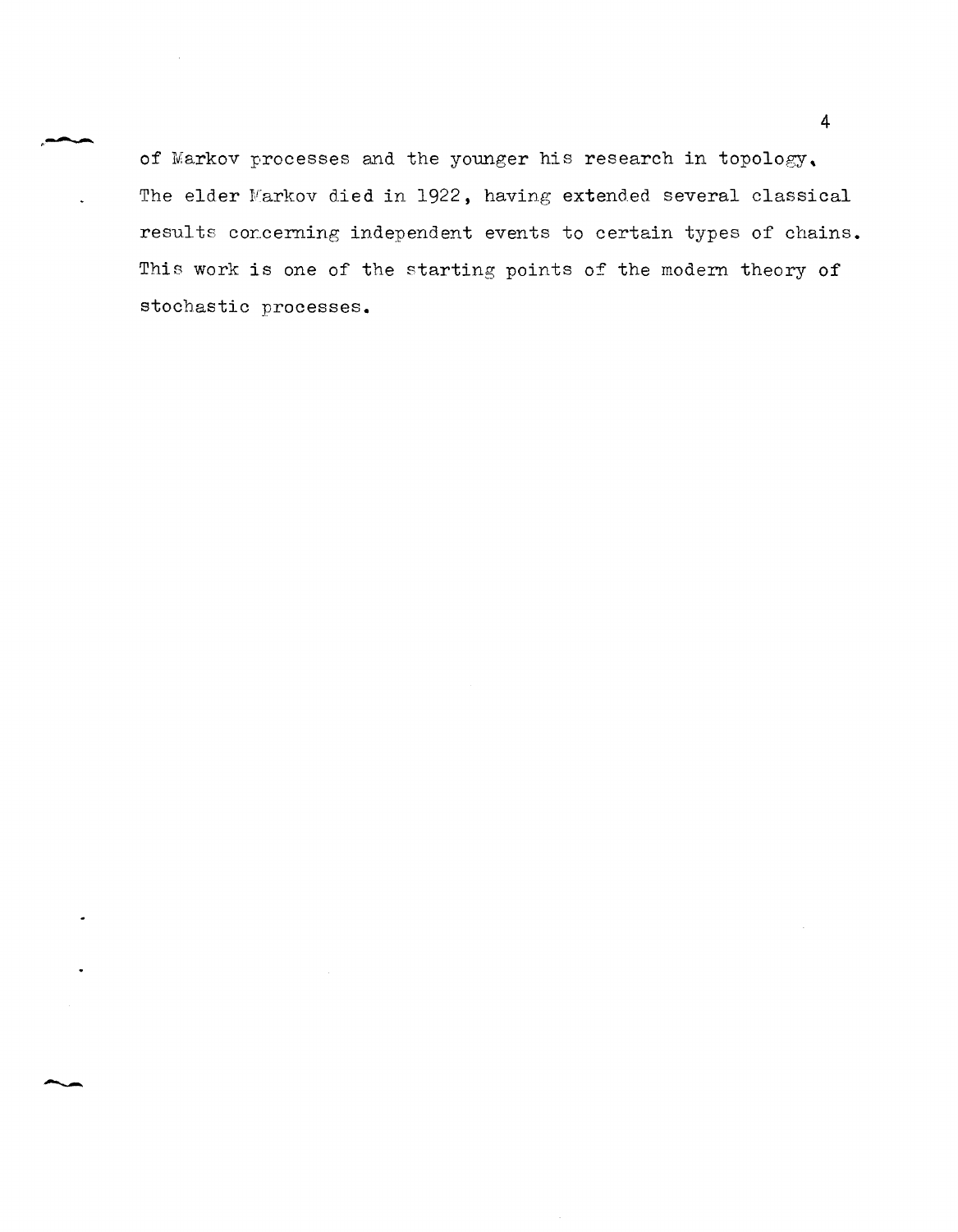of Markov processes and the younger his research in topology. The elder Markov died in 1922, having extended several classical results concerning independent events to certain types of chains. This work is one of the starting points of the modern theory of stochastic processes.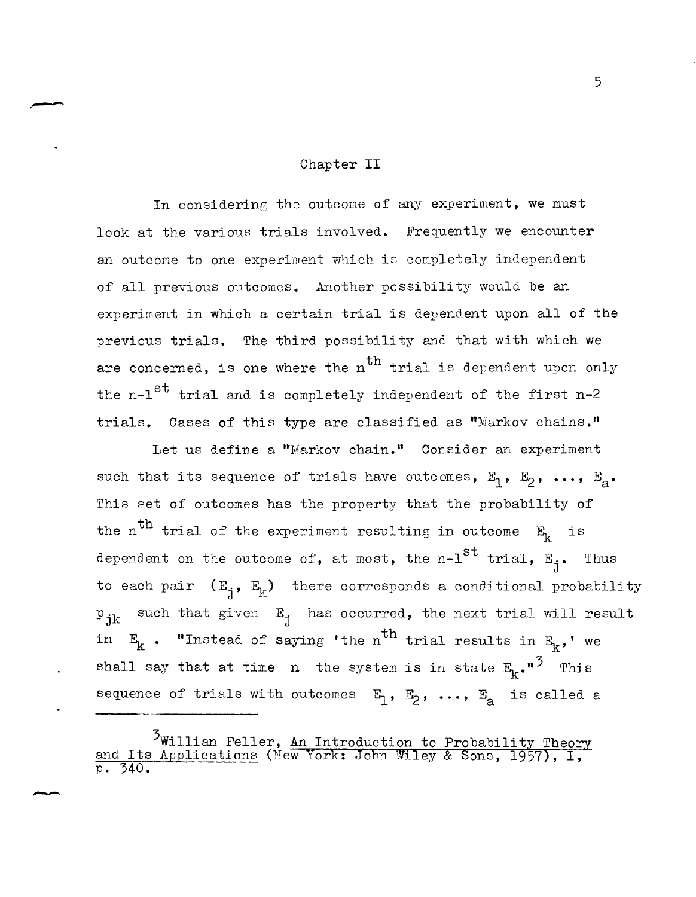# Chapter II

In considering the outcome of any experiment, we must look at the various trials involved. Frequently we encounter an outcome to one experiment which is completely independent of all previous outcomes. Another possibility would be an experiment in which a certain trial is dependent upon all of the previous trials. The third possibility and that with which we are concerned, is one where the $n^{th}$ trial is dependent upon only the $n\text{-}1^{st}$ trial and is completely independent of the first n-2 trials. Cases of this type are classified as "Markov chains."

Let us define a "Markov chain." Consider an experiment such that its sequence of trials have outcomes, $E_1$, $E_2$, ..., $E_a$. This set of outcomes has the property that the probability of the $n^{th}$ trial of the experiment resulting in outcome $E_k$ is dependent on the outcome of, at most, the $n\text{-}1^{st}$ trial, $E_j$. Thus to each pair $(E_j, E_k)$ there corresponds a conditional probability $p_{jk}$ such that given $E_j$ has occurred, the next trial will result in $E_k$. "Instead of saying 'the $n^{th}$ trial results in $E_k$,' we shall say that at time n the system is in state $E_k$."[3] This sequence of trials with outcomes $E_1$, $E_2$, ..., $E_a$ is called a

---

[3] Willian Feller, An Introduction to Probability Theory and Its Applications (New York: John Wiley & Sons, 1957), I, p. 340.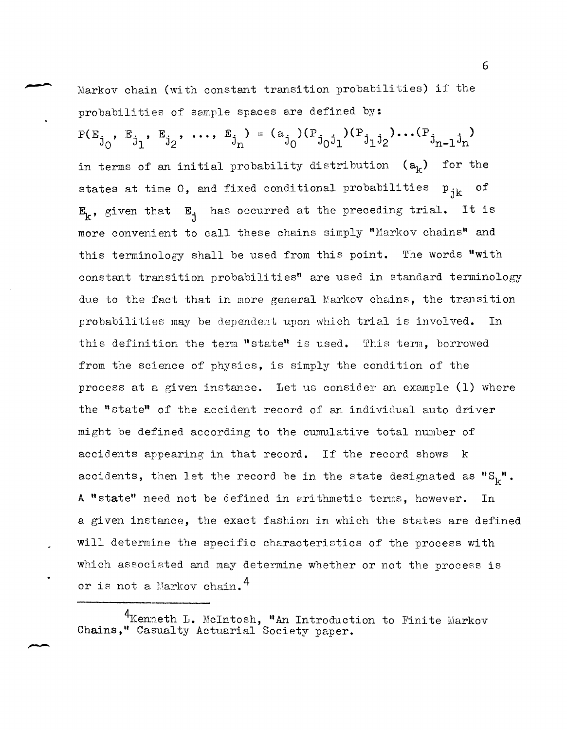Markov chain (with constant transition probabilities) if the probabilities of sample spaces are defined by:

$$P(E_{j_0}, E_{j_1}, E_{j_2}, \ldots, E_{j_n}) = (a_{j_0})(P_{j_0 j_1})(P_{j_1 j_2})\ldots(P_{j_{n-1} j_n})$$

in terms of an initial probability distribution $(a_k)$ for the states at time 0, and fixed conditional probabilities $p_{jk}$ of $E_k$, given that $E_j$ has occurred at the preceding trial. It is more convenient to call these chains simply "Markov chains" and this terminology shall be used from this point. The words "with constant transition probabilities" are used in standard terminology due to the fact that in more general Markov chains, the transition probabilities may be dependent upon which trial is involved. In this definition the term "state" is used. This term, borrowed from the science of physics, is simply the condition of the process at a given instance. Let us consider an example (1) where the "state" of the accident record of an individual auto driver might be defined according to the cumulative total number of accidents appearing in that record. If the record shows $k$ accidents, then let the record be in the state designated as "$S_k$". A "state" need not be defined in arithmetic terms, however. In a given instance, the exact fashion in which the states are defined will determine the specific characteristics of the process with which associated and may determine whether or not the process is or is not a Markov chain.[4]

---

[4]Kenneth L. McIntosh, "An Introduction to Finite Markov Chains," Casualty Actuarial Society paper.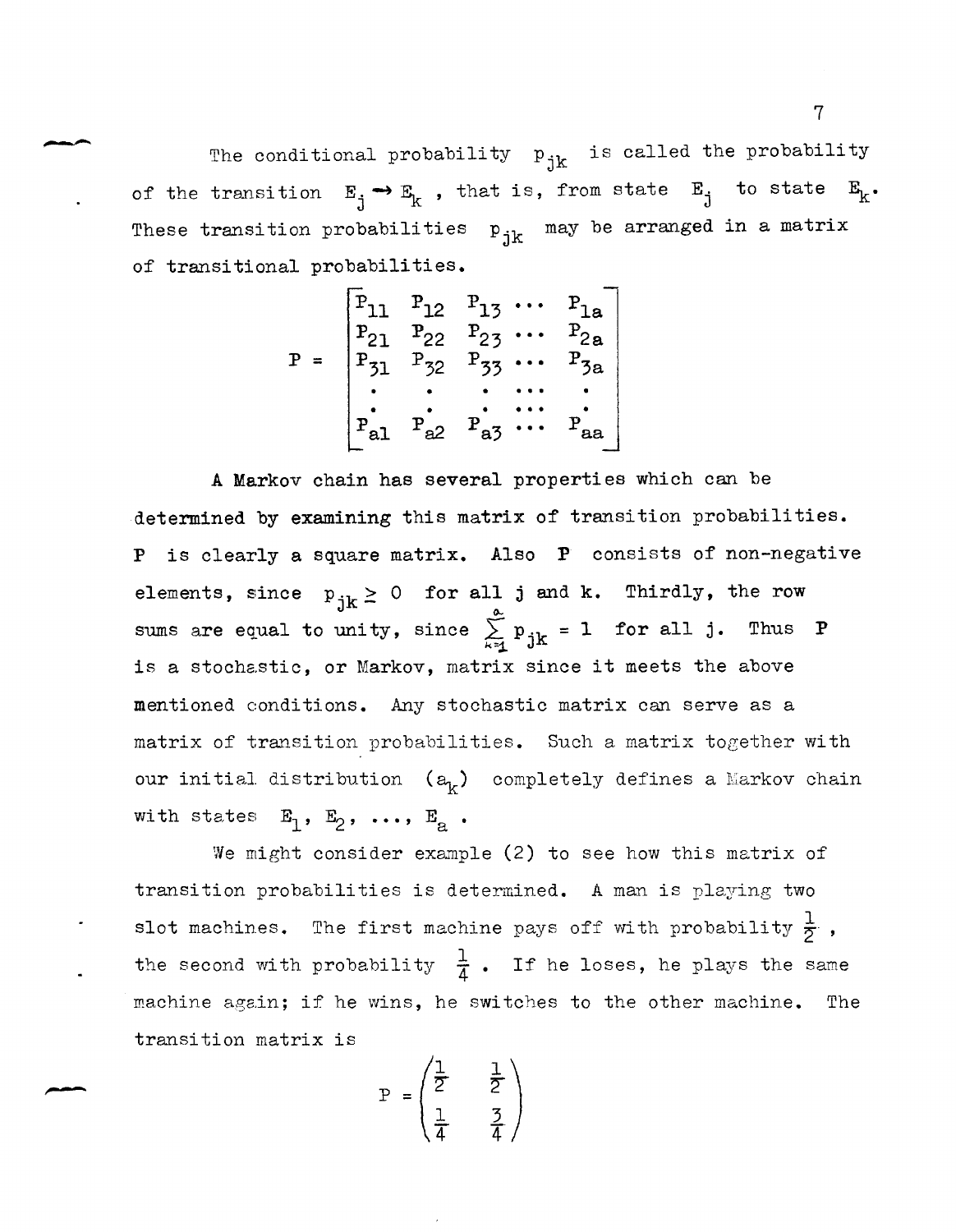The conditional probability $p_{jk}$ is called the probability of the transition $E_j \rightarrow E_k$, that is, from state $E_j$ to state $E_k$. These transition probabilities $p_{jk}$ may be arranged in a matrix of transitional probabilities.

$$P = \begin{bmatrix} p_{11} & p_{12} & p_{13} & \cdots & p_{1a} \\ p_{21} & p_{22} & p_{23} & \cdots & p_{2a} \\ p_{31} & p_{32} & p_{33} & \cdots & p_{3a} \\ \cdot & \cdot & \cdot & \cdots & \cdot \\ \cdot & \cdot & \cdot & \cdots & \cdot \\ p_{a1} & p_{a2} & p_{a3} & \cdots & p_{aa} \end{bmatrix}$$

A Markov chain has several properties which can be determined by examining this matrix of transition probabilities. P is clearly a square matrix. Also P consists of non-negative elements, since $p_{jk} \geq 0$ for all j and k. Thirdly, the row sums are equal to unity, since $\sum_{k=1}^{a} p_{jk} = 1$ for all j. Thus P is a stochastic, or Markov, matrix since it meets the above mentioned conditions. Any stochastic matrix can serve as a matrix of transition probabilities. Such a matrix together with our initial distribution $(a_k)$ completely defines a Markov chain with states $E_1, E_2, \ldots, E_a$.

We might consider example (2) to see how this matrix of transition probabilities is determined. A man is playing two slot machines. The first machine pays off with probability $\frac{1}{2}$, the second with probability $\frac{1}{4}$. If he loses, he plays the same machine again; if he wins, he switches to the other machine. The transition matrix is

$$P = \begin{pmatrix} \frac{1}{2} & \frac{1}{2} \\ \frac{1}{4} & \frac{3}{4} \end{pmatrix}$$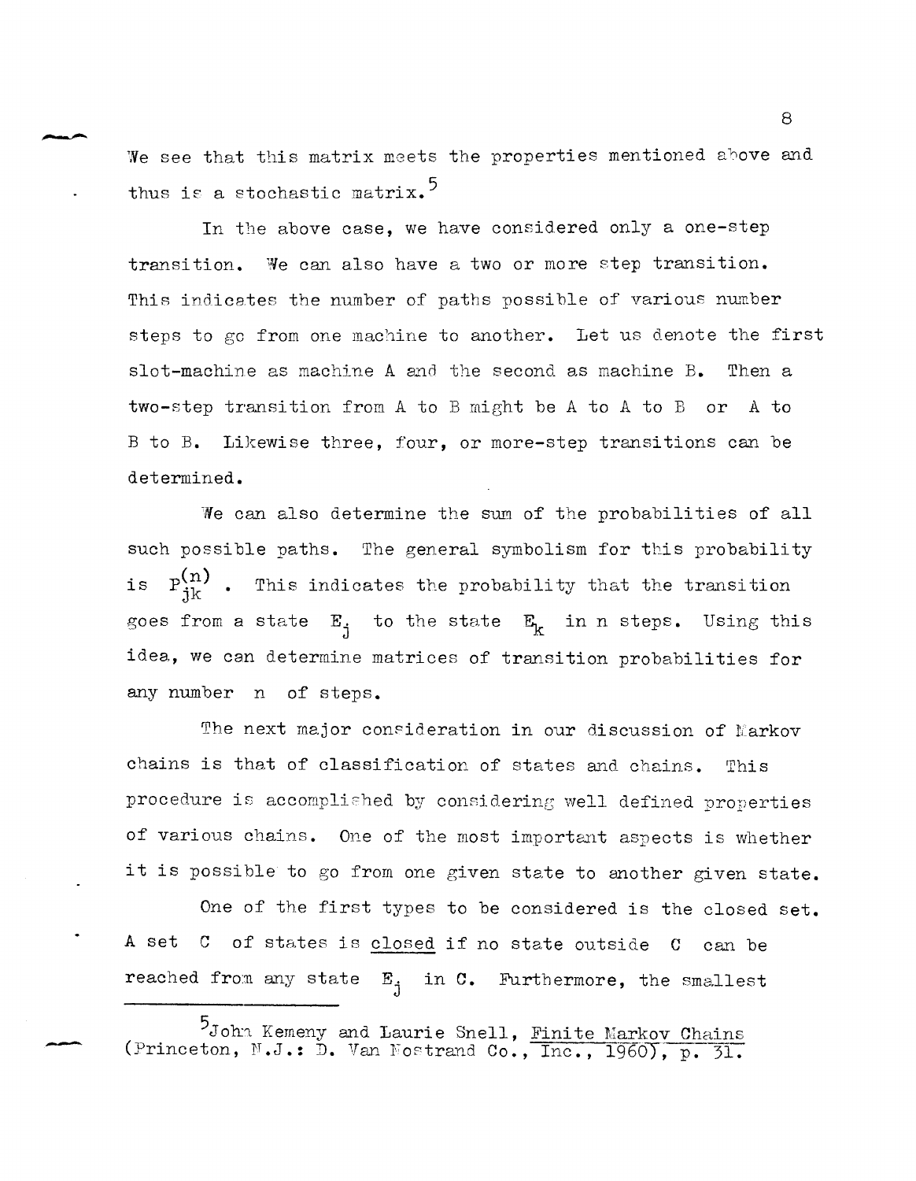We see that this matrix meets the properties mentioned above and thus is a stochastic matrix.[5]

In the above case, we have considered only a one-step transition. We can also have a two or more step transition. This indicates the number of paths possible of various number steps to go from one machine to another. Let us denote the first slot-machine as machine A and the second as machine B. Then a two-step transition from A to B might be A to A to B or A to B to B. Likewise three, four, or more-step transitions can be determined.

We can also determine the sum of the probabilities of all such possible paths. The general symbolism for this probability is $P_{jk}^{(n)}$. This indicates the probability that the transition goes from a state $E_j$ to the state $E_k$ in n steps. Using this idea, we can determine matrices of transition probabilities for any number n of steps.

The next major consideration in our discussion of Markov chains is that of classification of states and chains. This procedure is accomplished by considering well defined properties of various chains. One of the most important aspects is whether it is possible to go from one given state to another given state.

One of the first types to be considered is the closed set. A set C of states is <u>closed</u> if no state outside C can be reached from any state $E_j$ in C. Furthermore, the smallest

---

[5] John Kemeny and Laurie Snell, <u>Finite Markov Chains</u> (Princeton, N.J.: D. Van Nostrand Co., Inc., 1960), p. 31.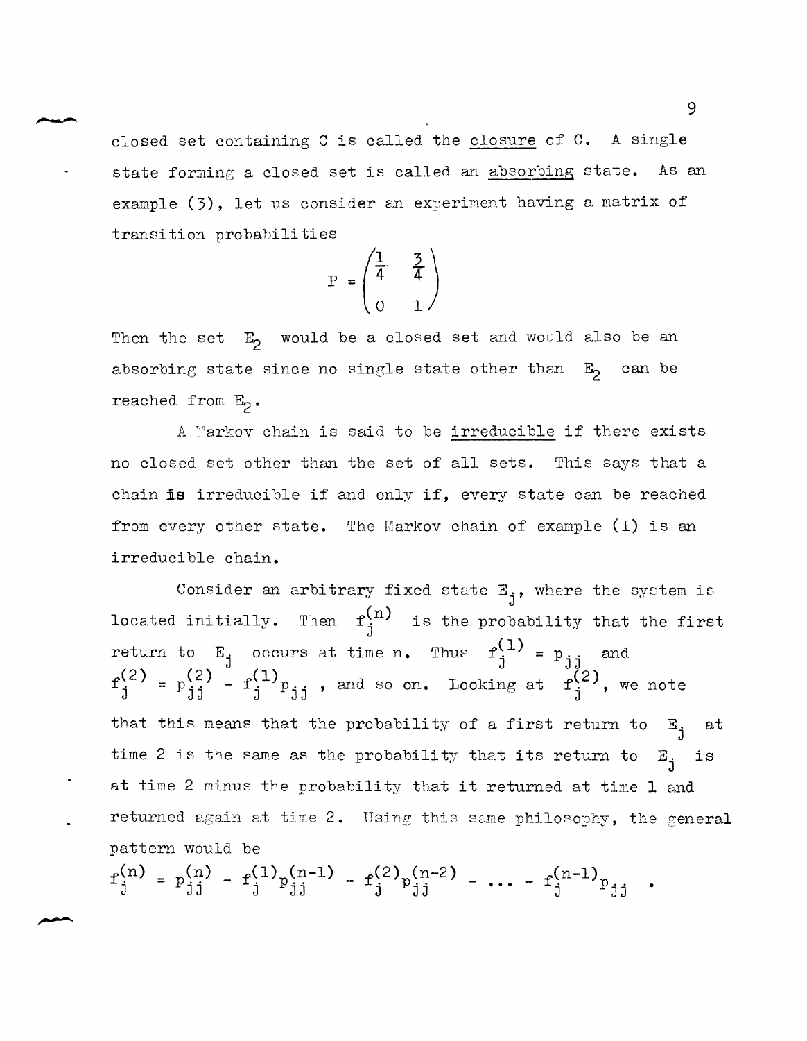closed set containing C is called the <u>closure</u> of C. A single state forming a closed set is called an <u>absorbing</u> state. As an example (3), let us consider an experiment having a matrix of transition probabilities

$$P = \begin{pmatrix} \frac{1}{4} & \frac{3}{4} \\ 0 & 1 \end{pmatrix}$$

Then the set $E_2$ would be a closed set and would also be an absorbing state since no single state other than $E_2$ can be reached from $E_2$.

A Markov chain is said to be <u>irreducible</u> if there exists no closed set other than the set of all sets. This says that a chain **is** irreducible if and only if, every state can be reached from every other state. The Markov chain of example (1) is an irreducible chain.

Consider an arbitrary fixed state $E_j$, where the system is located initially. Then $f_j^{(n)}$ is the probability that the first return to $E_j$ occurs at time n. Thus $f_j^{(1)} = p_{jj}$ and $f_j^{(2)} = p_{jj}^{(2)} - f_j^{(1)} p_{jj}$, and so on. Looking at $f_j^{(2)}$, we note that this means that the probability of a first return to $E_j$ at time 2 is the same as the probability that its return to $E_j$ is at time 2 minus the probability that it returned at time 1 and returned again at time 2. Using this same philosophy, the general pattern would be

$$f_j^{(n)} = p_{jj}^{(n)} - f_j^{(1)} p_{jj}^{(n-1)} - f_j^{(2)} p_{jj}^{(n-2)} - \dots - f_j^{(n-1)} p_{jj} \quad .$$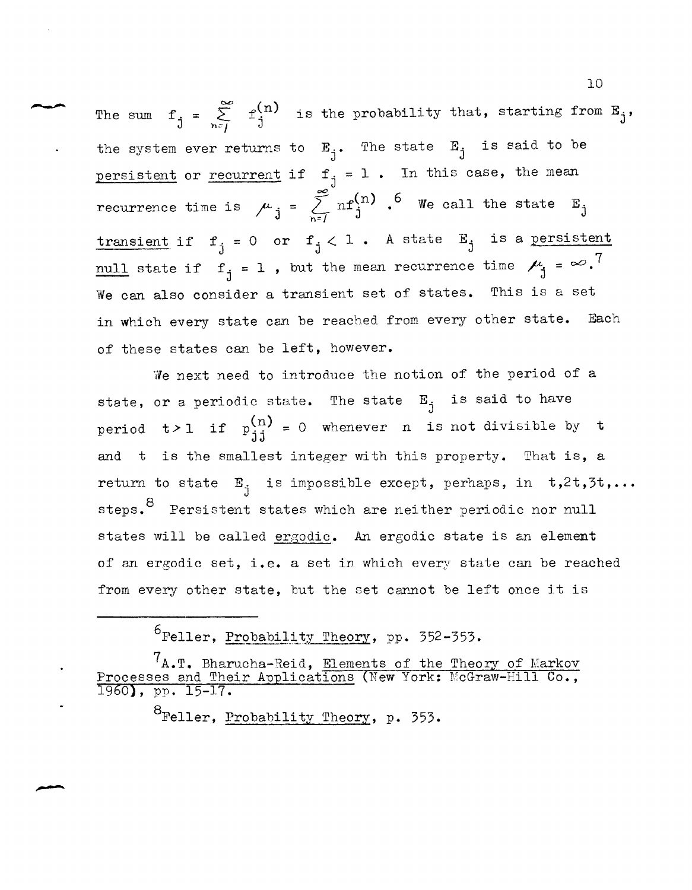The sum $f_j = \sum_{n=1}^{\infty} f_j^{(n)}$ is the probability that, starting from $E_j$, the system ever returns to $E_j$. The state $E_j$ is said to be persistent or recurrent if $f_j = 1$. In this case, the mean recurrence time is $\mu_j = \sum_{n=1}^{\infty} nf_j^{(n)}$.[6] We call the state $E_j$ transient if $f_j = 0$ or $f_j < 1$. A state $E_j$ is a persistent null state if $f_j = 1$, but the mean recurrence time $\mu_j = \infty$.[7] We can also consider a transient set of states. This is a set in which every state can be reached from every other state. Each of these states can be left, however.

We next need to introduce the notion of the period of a state, or a periodic state. The state $E_j$ is said to have period $t > 1$ if $p_{jj}^{(n)} = 0$ whenever $n$ is not divisible by $t$ and $t$ is the smallest integer with this property. That is, a return to state $E_j$ is impossible except, perhaps, in $t, 2t, 3t, \ldots$ steps.[8] Persistent states which are neither periodic nor null states will be called ergodic. An ergodic state is an element of an ergodic set, i.e. a set in which every state can be reached from every other state, but the set cannot be left once it is

---

[6] Feller, Probability Theory, pp. 352-353.

[7] A.T. Bharucha-Reid, Elements of the Theory of Markov Processes and Their Applications (New York: McGraw-Hill Co., 1960), pp. 15-17.

[8] Feller, Probability Theory, p. 353.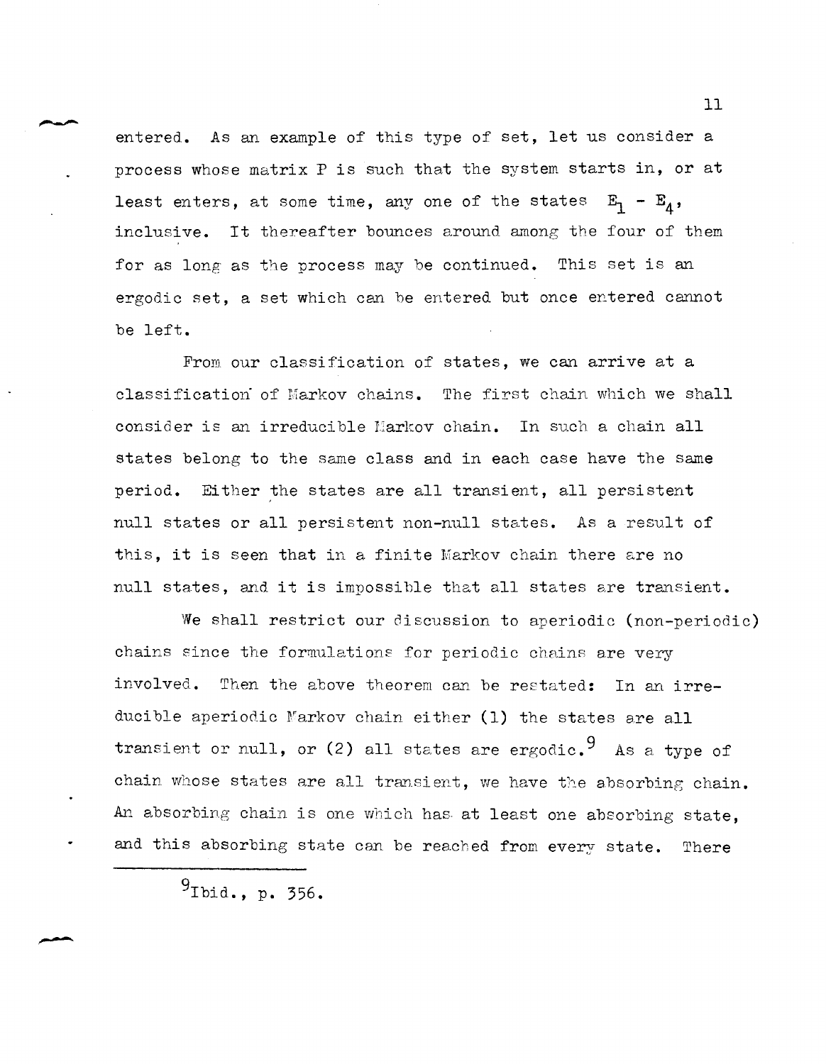entered. As an example of this type of set, let us consider a process whose matrix P is such that the system starts in, or at least enters, at some time, any one of the states $E_1 - E_4$, inclusive. It thereafter bounces around among the four of them for as long as the process may be continued. This set is an ergodic set, a set which can be entered but once entered cannot be left.

From our classification of states, we can arrive at a classification of Markov chains. The first chain which we shall consider is an irreducible Markov chain. In such a chain all states belong to the same class and in each case have the same period. Either the states are all transient, all persistent null states or all persistent non-null states. As a result of this, it is seen that in a finite Markov chain there are no null states, and it is impossible that all states are transient.

We shall restrict our discussion to aperiodic (non-periodic) chains since the formulations for periodic chains are very involved. Then the above theorem can be restated: In an irreducible aperiodic Markov chain either (1) the states are all transient or null, or (2) all states are ergodic.[9] As a type of chain whose states are all transient, we have the absorbing chain. An absorbing chain is one which has at least one absorbing state, and this absorbing state can be reached from every state. There

---

[9] Ibid., p. 356.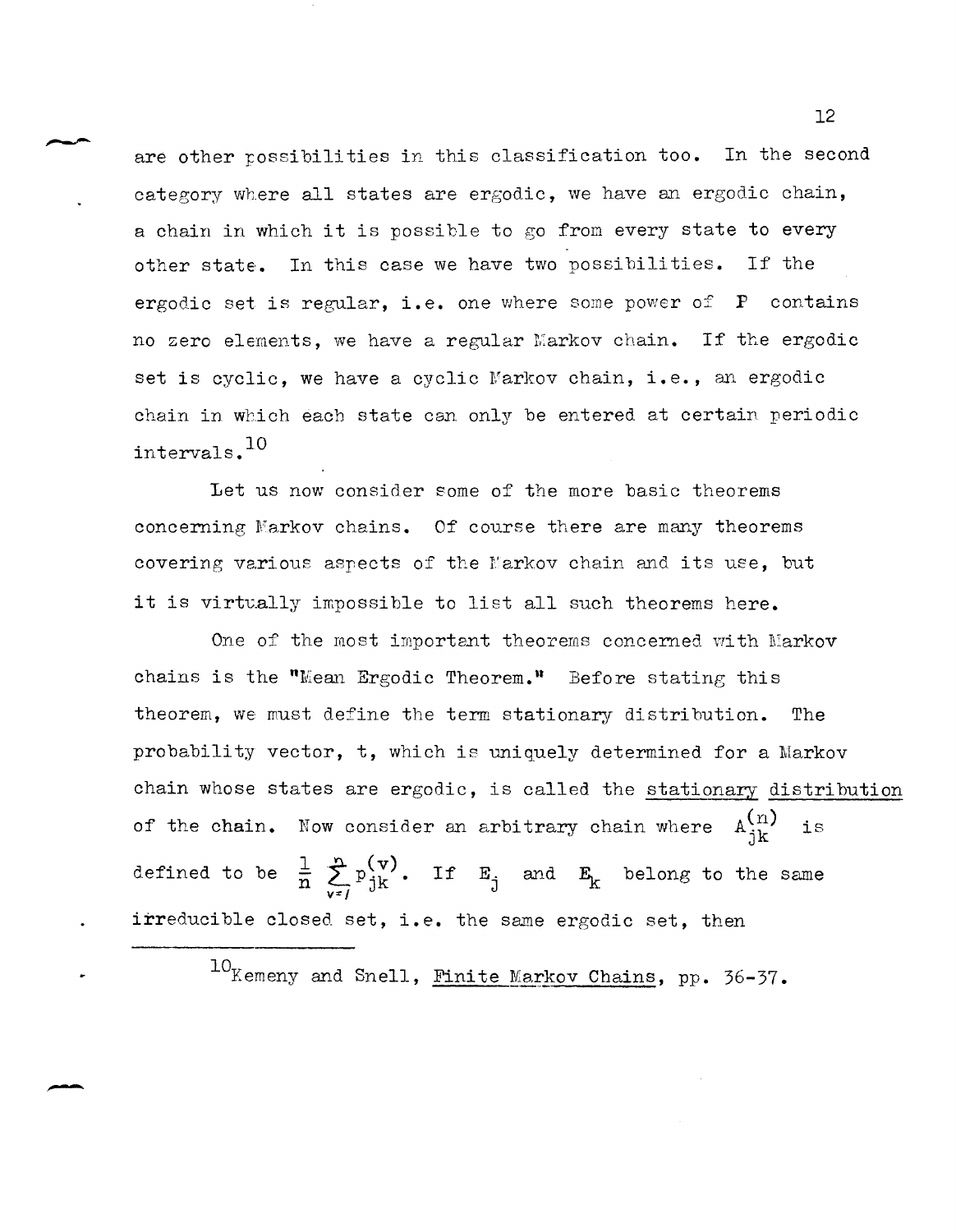are other possibilities in this classification too. In the second category where all states are ergodic, we have an ergodic chain, a chain in which it is possible to go from every state to every other state. In this case we have two possibilities. If the ergodic set is regular, i.e. one where some power of $P$ contains no zero elements, we have a regular Markov chain. If the ergodic set is cyclic, we have a cyclic Markov chain, i.e., an ergodic chain in which each state can only be entered at certain periodic intervals.[10]

Let us now consider some of the more basic theorems concerning Markov chains. Of course there are many theorems covering various aspects of the Markov chain and its use, but it is virtually impossible to list all such theorems here.

One of the most important theorems concerned with Markov chains is the "Mean Ergodic Theorem." Before stating this theorem, we must define the term stationary distribution. The probability vector, t, which is uniquely determined for a Markov chain whose states are ergodic, is called the <u>stationary distribution</u> of the chain. Now consider an arbitrary chain where $A_{jk}^{(n)}$ is defined to be $\frac{1}{n} \sum_{v=1}^{n} p_{jk}^{(v)}$. If $E_j$ and $E_k$ belong to the same irreducible closed set, i.e. the same ergodic set, then

---

[10] Kemeny and Snell, <u>Finite Markov Chains</u>, pp. 36-37.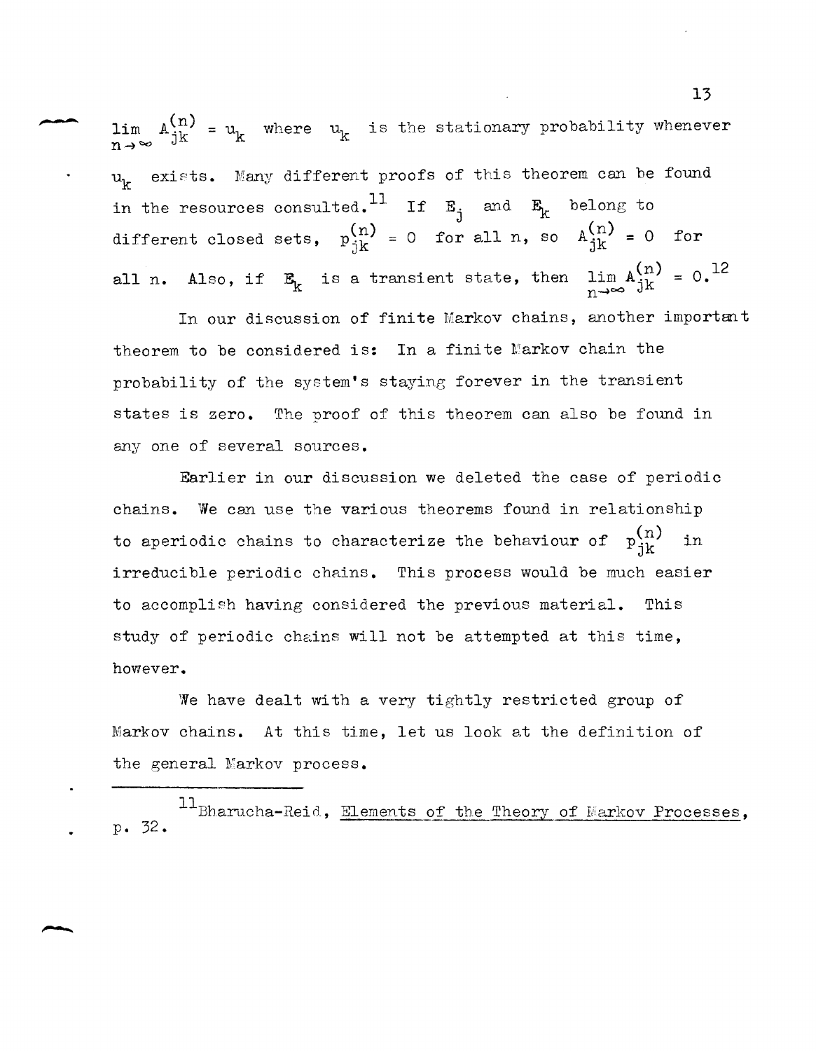$\lim_{n \to \infty} A_{jk}^{(n)} = u_k$ where $u_k$ is the stationary probability whenever $u_k$ exists. Many different proofs of this theorem can be found in the resources consulted.[11] If $E_j$ and $E_k$ belong to different closed sets, $p_{jk}^{(n)} = 0$ for all n, so $A_{jk}^{(n)} = 0$ for all n. Also, if $E_k$ is a transient state, then $\lim_{n \to \infty} A_{jk}^{(n)} = 0$.[12]

In our discussion of finite Markov chains, another important theorem to be considered is: In a finite Markov chain the probability of the system's staying forever in the transient states is zero. The proof of this theorem can also be found in any one of several sources.

Earlier in our discussion we deleted the case of periodic chains. We can use the various theorems found in relationship to aperiodic chains to characterize the behaviour of $p_{jk}^{(n)}$ in irreducible periodic chains. This process would be much easier to accomplish having considered the previous material. This study of periodic chains will not be attempted at this time, however.

We have dealt with a very tightly restricted group of Markov chains. At this time, let us look at the definition of the general Markov process.

---

[11] Bharucha-Reid, Elements of the Theory of Markov Processes, p. 32.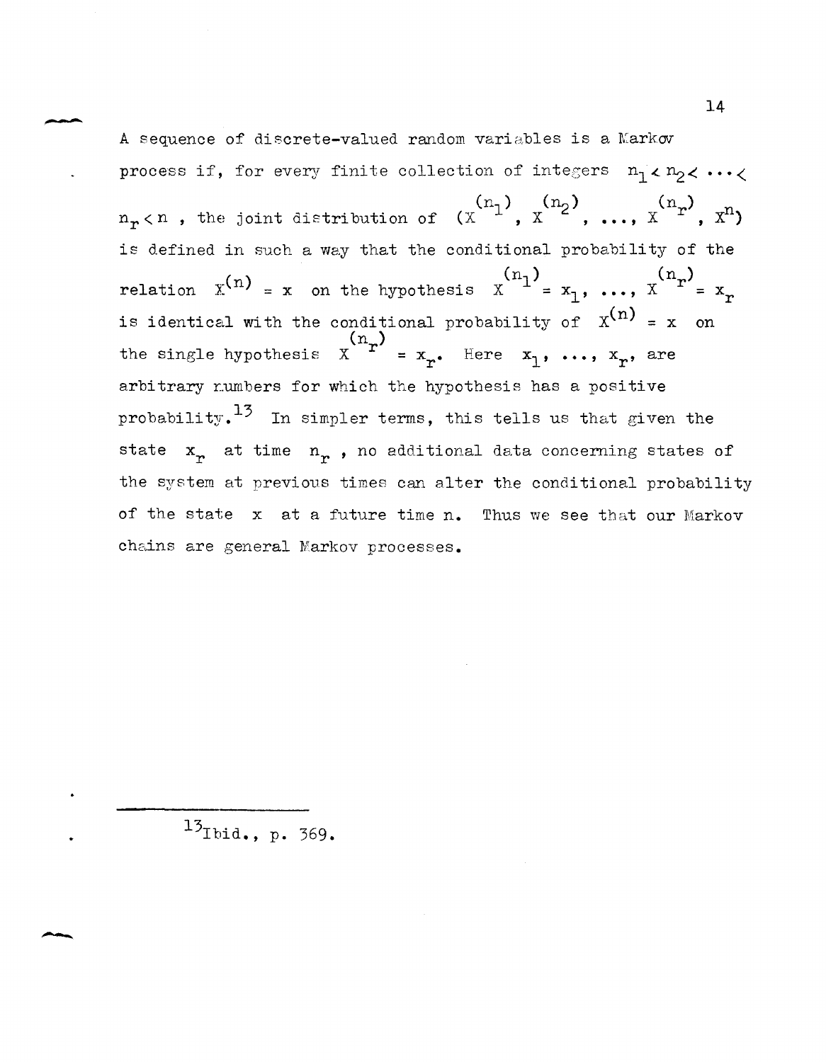A sequence of discrete-valued random variables is a Markov process if, for every finite collection of integers $n_1 < n_2 < \cdots < n_r < n$, the joint distribution of $(X^{(n_1)}, X^{(n_2)}, \ldots, X^{(n_r)}, X^n)$ is defined in such a way that the conditional probability of the relation $X^{(n)} = x$ on the hypothesis $X^{(n_1)} = x_1, \ldots, X^{(n_r)} = x_r$ is identical with the conditional probability of $X^{(n)} = x$ on the single hypothesis $X^{(n_r)} = x_r$. Here $x_1, \ldots, x_r$, are arbitrary numbers for which the hypothesis has a positive probability.[13] In simpler terms, this tells us that given the state $x_r$ at time $n_r$, no additional data concerning states of the system at previous times can alter the conditional probability of the state $x$ at a future time $n$. Thus we see that our Markov chains are general Markov processes.

---

[13] Ibid., p. 369.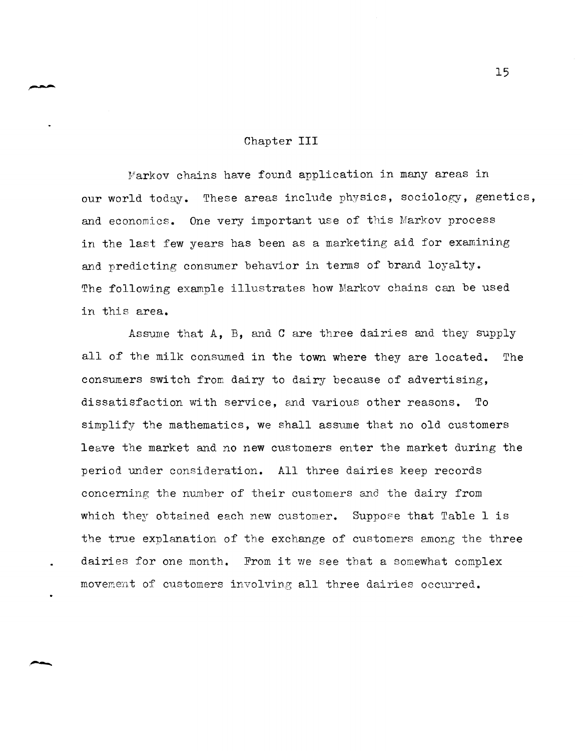# Chapter III

Markov chains have found application in many areas in our world today. These areas include physics, sociology, genetics, and economics. One very important use of this Markov process in the last few years has been as a marketing aid for examining and predicting consumer behavior in terms of brand loyalty. The following example illustrates how Markov chains can be used in this area.

Assume that A, B, and C are three dairies and they supply all of the milk consumed in the town where they are located. The consumers switch from dairy to dairy because of advertising, dissatisfaction with service, and various other reasons. To simplify the mathematics, we shall assume that no old customers leave the market and no new customers enter the market during the period under consideration. All three dairies keep records concerning the number of their customers and the dairy from which they obtained each new customer. Suppose that Table 1 is the true explanation of the exchange of customers among the three dairies for one month. From it we see that a somewhat complex movement of customers involving all three dairies occurred.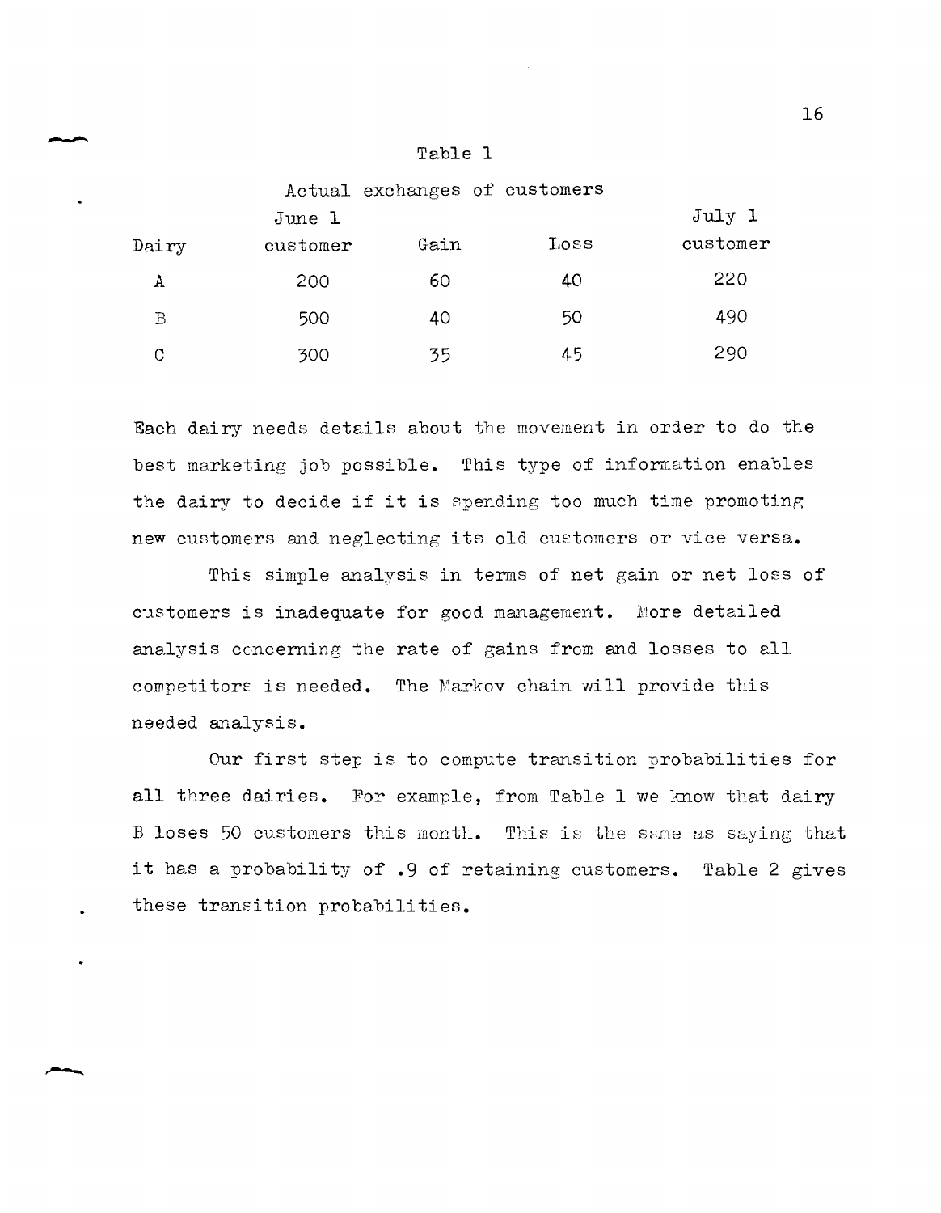Table 1

Actual exchanges of customers

| Dairy | June 1 customer | Gain | Loss | July 1 customer |
|---|---|---|---|---|
| A | 200 | 60 | 40 | 220 |
| B | 500 | 40 | 50 | 490 |
| C | 300 | 35 | 45 | 290 |

Each dairy needs details about the movement in order to do the best marketing job possible. This type of information enables the dairy to decide if it is spending too much time promoting new customers and neglecting its old customers or vice versa.

This simple analysis in terms of net gain or net loss of customers is inadequate for good management. More detailed analysis concerning the rate of gains from and losses to all competitors is needed. The Markov chain will provide this needed analysis.

Our first step is to compute transition probabilities for all three dairies. For example, from Table 1 we know that dairy B loses 50 customers this month. This is the same as saying that it has a probability of .9 of retaining customers. Table 2 gives these transition probabilities.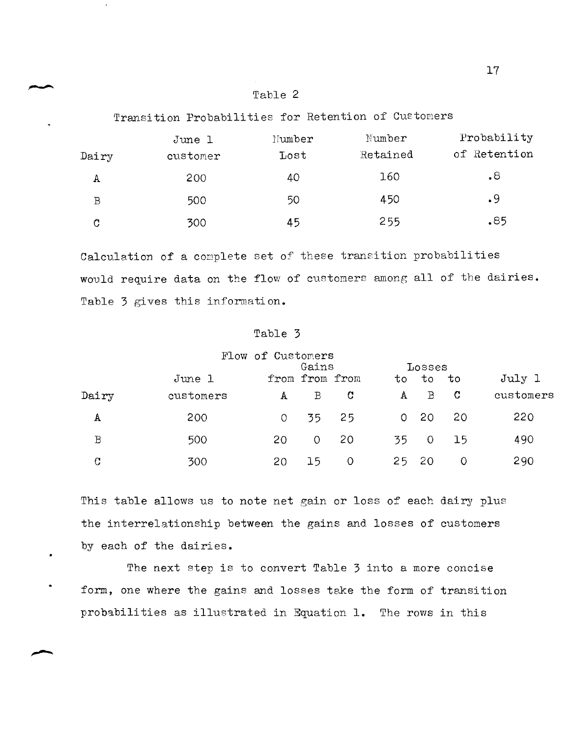Table 2

Transition Probabilities for Retention of Customers

| Dairy | June 1 customer | Number Lost | Number Retained | Probability of Retention |
|---|---|---|---|---|
| A | 200 | 40 | 160 | .8 |
| B | 500 | 50 | 450 | .9 |
| C | 300 | 45 | 255 | .85 |

Calculation of a complete set of these transition probabilities would require data on the flow of customers among all of the dairies. Table 3 gives this information.

Table 3

Flow of Customers

| | | Gains | | | Losses | | | |
|---|---|---|---|---|---|---|---|---|
| Dairy | June 1 customers | from A | from B | from C | to A | to B | to C | July 1 customers |
| A | 200 | 0 | 35 | 25 | 0 | 20 | 20 | 220 |
| B | 500 | 20 | 0 | 20 | 35 | 0 | 15 | 490 |
| C | 300 | 20 | 15 | 0 | 25 | 20 | 0 | 290 |

This table allows us to note net gain or loss of each dairy plus the interrelationship between the gains and losses of customers by each of the dairies.

The next step is to convert Table 3 into a more concise form, one where the gains and losses take the form of transition probabilities as illustrated in Equation 1. The rows in this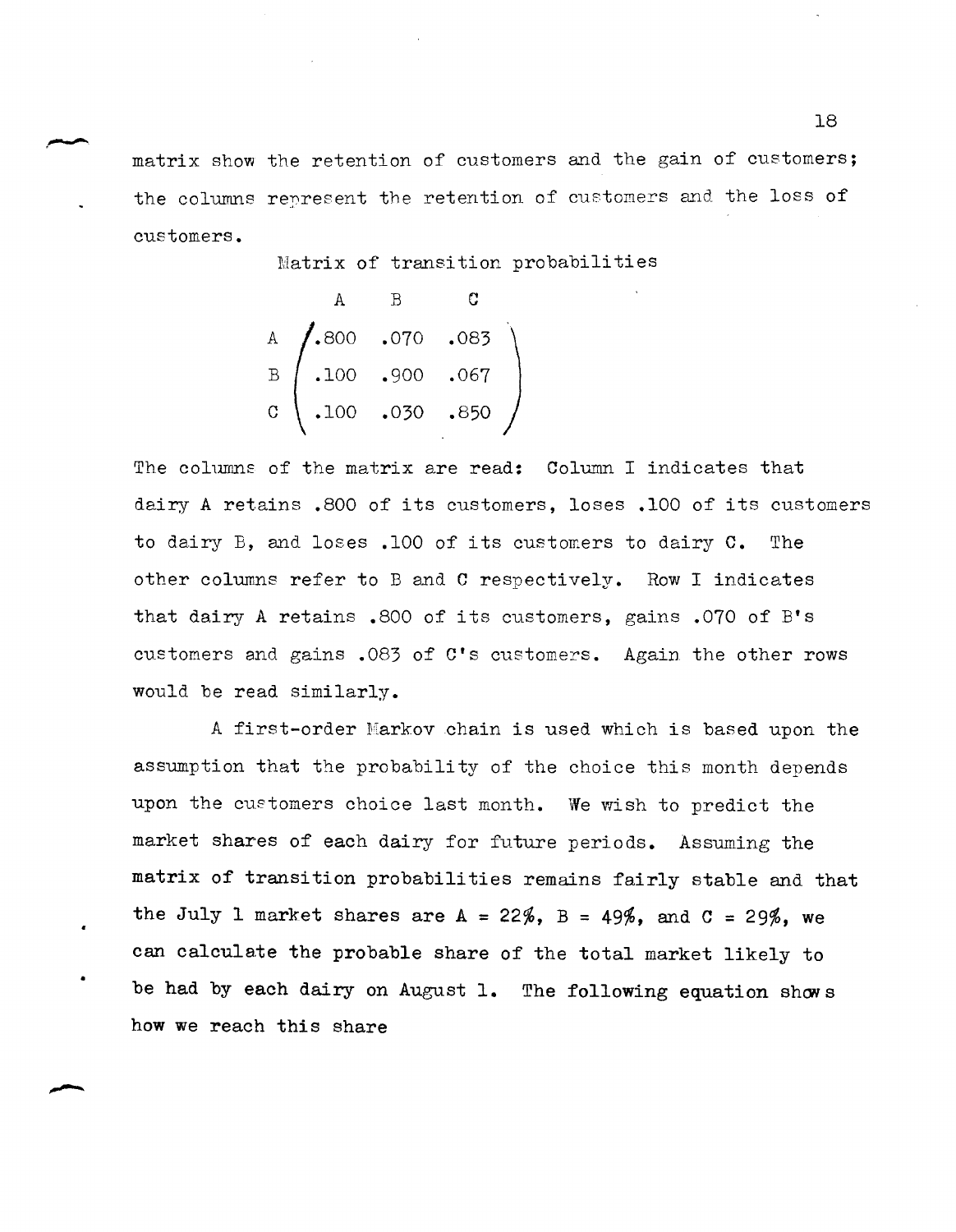matrix show the retention of customers and the gain of customers; the columns represent the retention of customers and the loss of customers.

Matrix of transition probabilities

$$
\begin{array}{c} \\ A \\ B \\ C \end{array}
\begin{array}{c}
\begin{array}{ccc} A & B & C \end{array} \\
\begin{pmatrix} .800 & .070 & .083 \\ .100 & .900 & .067 \\ .100 & .030 & .850 \end{pmatrix}
\end{array}
$$

The columns of the matrix are read: Column I indicates that dairy A retains .800 of its customers, loses .100 of its customers to dairy B, and loses .100 of its customers to dairy C. The other columns refer to B and C respectively. Row I indicates that dairy A retains .800 of its customers, gains .070 of B's customers and gains .083 of C's customers. Again the other rows would be read similarly.

A first-order Markov chain is used which is based upon the assumption that the probability of the choice this month depends upon the customers choice last month. We wish to predict the market shares of each dairy for future periods. Assuming the matrix of transition probabilities remains fairly stable and that the July 1 market shares are A = 22%, B = 49%, and C = 29%, we can calculate the probable share of the total market likely to be had by each dairy on August 1. The following equation shows how we reach this share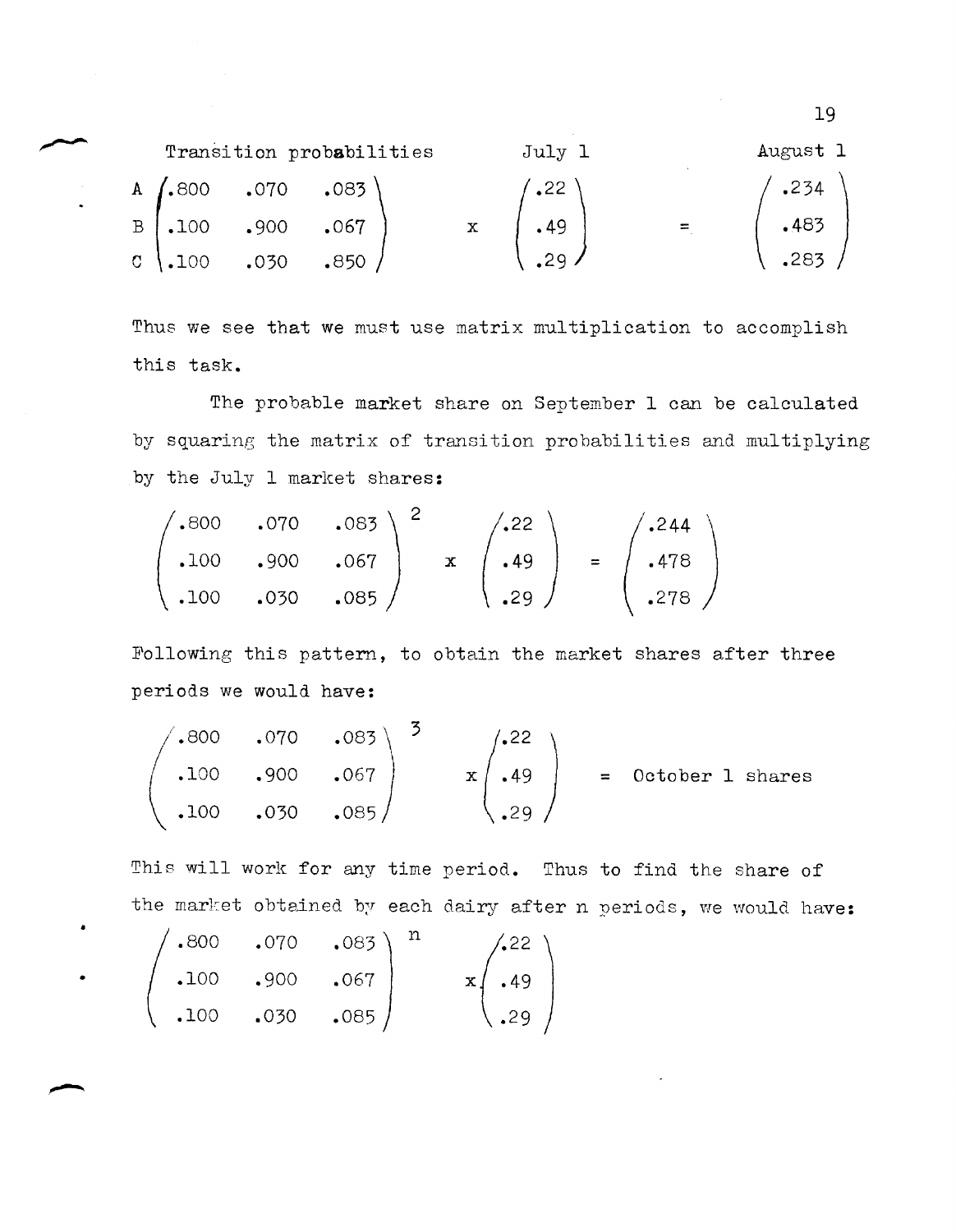$$
\begin{array}{c} \text{Transition probabilities} \\ \begin{array}{c} A \\ B \\ C \end{array} \begin{pmatrix} .800 & .070 & .083 \\ .100 & .900 & .067 \\ .100 & .030 & .850 \end{pmatrix} \end{array} \times \begin{array}{c} \text{July 1} \\ \begin{pmatrix} .22 \\ .49 \\ .29 \end{pmatrix} \end{array} = \begin{array}{c} \text{August 1} \\ \begin{pmatrix} .234 \\ .483 \\ .283 \end{pmatrix} \end{array}
$$

Thus we see that we must use matrix multiplication to accomplish this task.

The probable market share on September 1 can be calculated by squaring the matrix of transition probabilities and multiplying by the July 1 market shares:

$$
\begin{pmatrix} .800 & .070 & .083 \\ .100 & .900 & .067 \\ .100 & .030 & .085 \end{pmatrix}^2 \times \begin{pmatrix} .22 \\ .49 \\ .29 \end{pmatrix} = \begin{pmatrix} .244 \\ .478 \\ .278 \end{pmatrix}
$$

Following this pattern, to obtain the market shares after three periods we would have:

$$
\begin{pmatrix} .800 & .070 & .083 \\ .100 & .900 & .067 \\ .100 & .030 & .085 \end{pmatrix}^3 \times \begin{pmatrix} .22 \\ .49 \\ .29 \end{pmatrix} = \text{October 1 shares}
$$

This will work for any time period. Thus to find the share of the market obtained by each dairy after n periods, we would have:

$$
\begin{pmatrix} .800 & .070 & .083 \\ .100 & .900 & .067 \\ .100 & .030 & .085 \end{pmatrix}^n \times \begin{pmatrix} .22 \\ .49 \\ .29 \end{pmatrix}
$$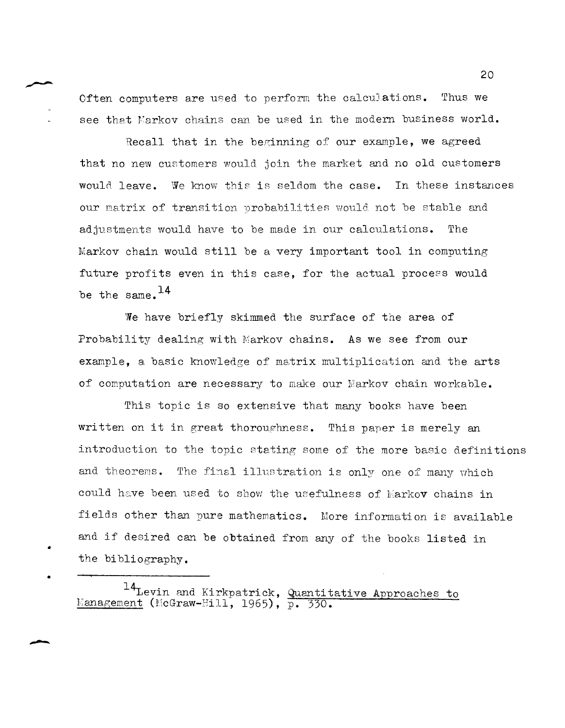Often computers are used to perform the calculations. Thus we see that Markov chains can be used in the modern business world.

Recall that in the beginning of our example, we agreed that no new customers would join the market and no old customers would leave. We know this is seldom the case. In these instances our matrix of transition probabilities would not be stable and adjustments would have to be made in our calculations. The Markov chain would still be a very important tool in computing future profits even in this case, for the actual process would be the same.[14]

We have briefly skimmed the surface of the area of Probability dealing with Markov chains. As we see from our example, a basic knowledge of matrix multiplication and the arts of computation are necessary to make our Markov chain workable.

This topic is so extensive that many books have been written on it in great thoroughness. This paper is merely an introduction to the topic stating some of the more basic definitions and theorems. The final illustration is only one of many which could have been used to show the usefulness of Markov chains in fields other than pure mathematics. More information is available and if desired can be obtained from any of the books listed in the bibliography.

---

[14] Levin and Kirkpatrick, Quantitative Approaches to Management (McGraw-Hill, 1965), p. 330.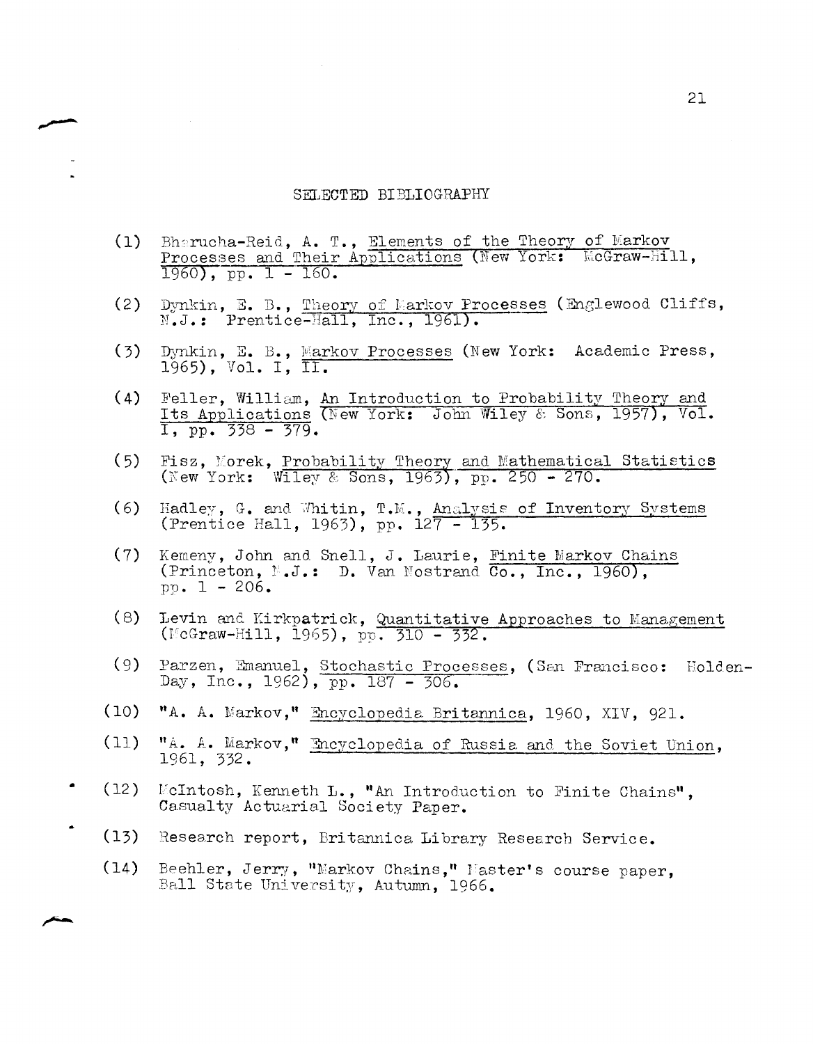# SELECTED BIBLIOGRAPHY

(1) Bharucha-Reid, A. T., Elements of the Theory of Markov Processes and Their Applications (New York: McGraw-Hill, 1960), pp. 1 - 160.

(2) Dynkin, E. B., Theory of Markov Processes (Englewood Cliffs, N.J.: Prentice-Hall, Inc., 1961).

(3) Dynkin, E. B., Markov Processes (New York: Academic Press, 1965), Vol. I, II.

(4) Feller, William, An Introduction to Probability Theory and Its Applications (New York: John Wiley & Sons, 1957), Vol. I, pp. 338 - 379.

(5) Fisz, Morek, Probability Theory and Mathematical Statistics (New York: Wiley & Sons, 1963), pp. 250 - 270.

(6) Hadley, G. and Whitin, T.M., Analysis of Inventory Systems (Prentice Hall, 1963), pp. 127 - 135.

(7) Kemeny, John and Snell, J. Laurie, Finite Markov Chains (Princeton, N.J.: D. Van Nostrand Co., Inc., 1960), pp. 1 - 206.

(8) Levin and Kirkpatrick, Quantitative Approaches to Management (McGraw-Hill, 1965), pp. 310 - 332.

(9) Parzen, Emanuel, Stochastic Processes, (San Francisco: Holden-Day, Inc., 1962), pp. 187 - 306.

(10) "A. A. Markov," Encyclopedia Britannica, 1960, XIV, 921.

(11) "A. A. Markov," Encyclopedia of Russia and the Soviet Union, 1961, 332.

(12) McIntosh, Kenneth L., "An Introduction to Finite Chains", Casualty Actuarial Society Paper.

(13) Research report, Britannica Library Research Service.

(14) Beehler, Jerry, "Markov Chains," Master's course paper, Ball State University, Autumn, 1966.